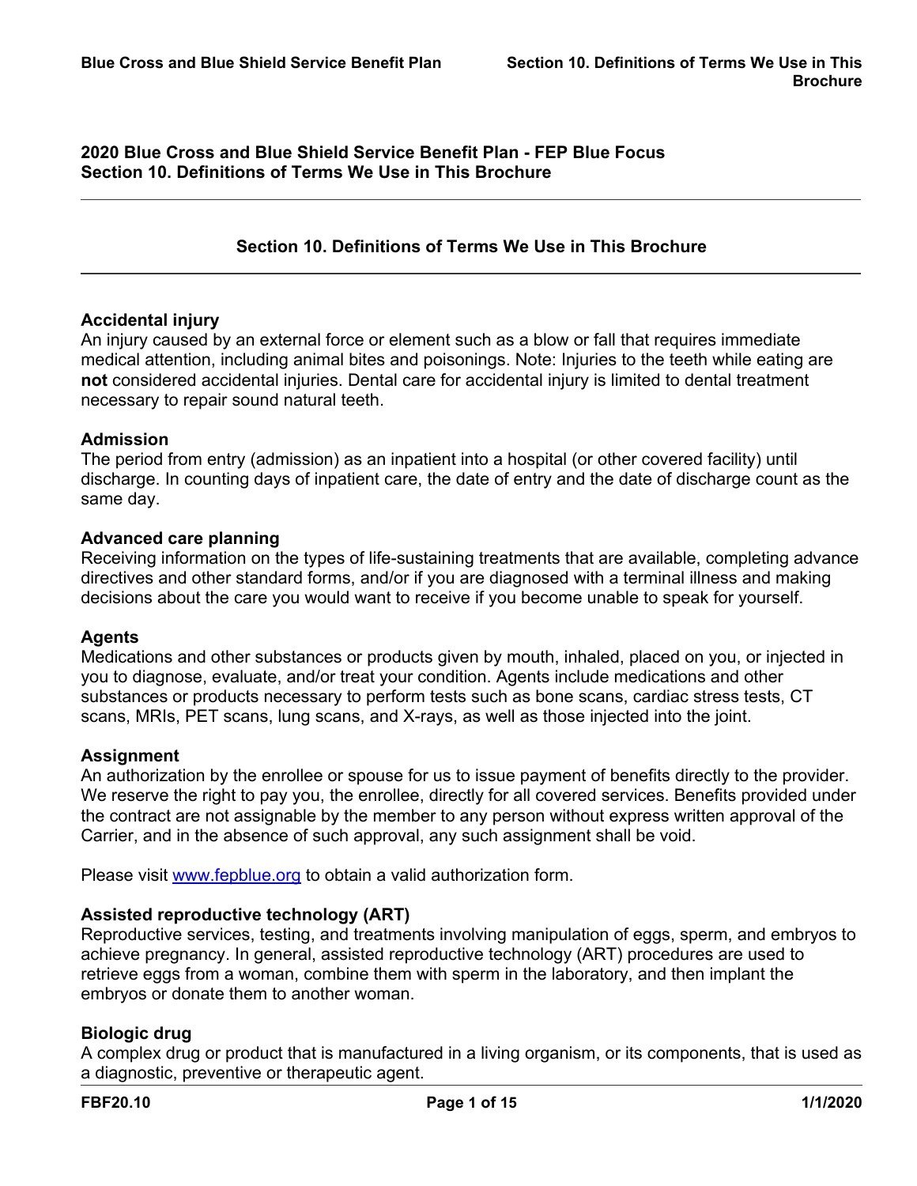**2020 Blue Cross and Blue Shield Service Benefit Plan - FEP Blue Focus**
**Section 10. Definitions of Terms We Use in This Brochure**

# Section 10. Definitions of Terms We Use in This Brochure

### Accidental injury

An injury caused by an external force or element such as a blow or fall that requires immediate medical attention, including animal bites and poisonings. Note: Injuries to the teeth while eating are **not** considered accidental injuries. Dental care for accidental injury is limited to dental treatment necessary to repair sound natural teeth.

### Admission

The period from entry (admission) as an inpatient into a hospital (or other covered facility) until discharge. In counting days of inpatient care, the date of entry and the date of discharge count as the same day.

### Advanced care planning

Receiving information on the types of life-sustaining treatments that are available, completing advance directives and other standard forms, and/or if you are diagnosed with a terminal illness and making decisions about the care you would want to receive if you become unable to speak for yourself.

### Agents

Medications and other substances or products given by mouth, inhaled, placed on you, or injected in you to diagnose, evaluate, and/or treat your condition. Agents include medications and other substances or products necessary to perform tests such as bone scans, cardiac stress tests, CT scans, MRIs, PET scans, lung scans, and X-rays, as well as those injected into the joint.

### Assignment

An authorization by the enrollee or spouse for us to issue payment of benefits directly to the provider. We reserve the right to pay you, the enrollee, directly for all covered services. Benefits provided under the contract are not assignable by the member to any person without express written approval of the Carrier, and in the absence of such approval, any such assignment shall be void.

Please visit [www.fepblue.org](www.fepblue.org) to obtain a valid authorization form.

### Assisted reproductive technology (ART)

Reproductive services, testing, and treatments involving manipulation of eggs, sperm, and embryos to achieve pregnancy. In general, assisted reproductive technology (ART) procedures are used to retrieve eggs from a woman, combine them with sperm in the laboratory, and then implant the embryos or donate them to another woman.

### Biologic drug

A complex drug or product that is manufactured in a living organism, or its components, that is used as a diagnostic, preventive or therapeutic agent.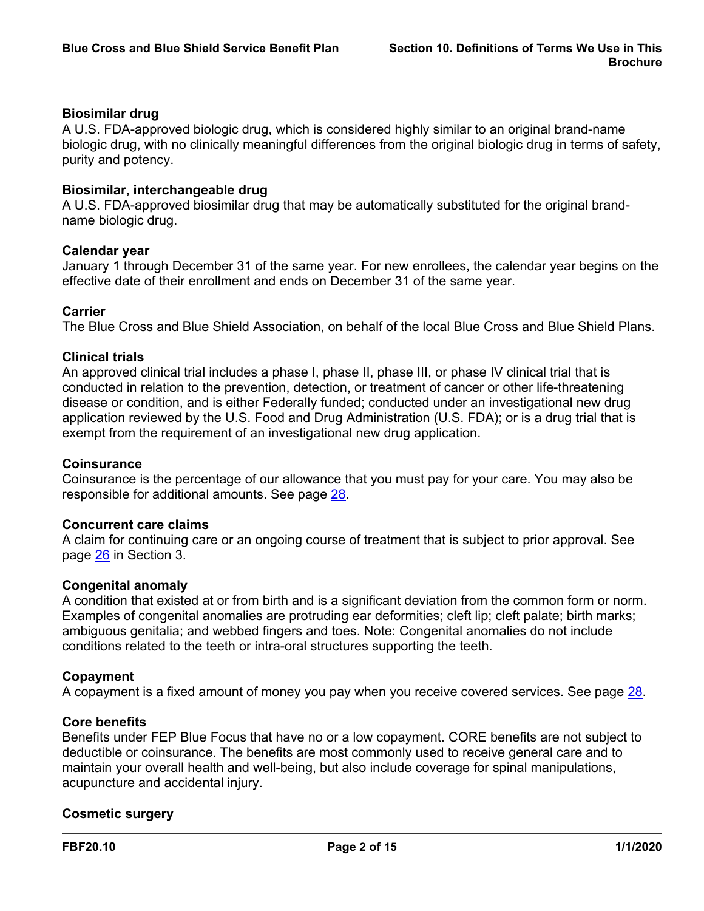### Biosimilar drug

A U.S. FDA-approved biologic drug, which is considered highly similar to an original brand-name biologic drug, with no clinically meaningful differences from the original biologic drug in terms of safety, purity and potency.

### Biosimilar, interchangeable drug

A U.S. FDA-approved biosimilar drug that may be automatically substituted for the original brand-name biologic drug.

### Calendar year

January 1 through December 31 of the same year. For new enrollees, the calendar year begins on the effective date of their enrollment and ends on December 31 of the same year.

### Carrier

The Blue Cross and Blue Shield Association, on behalf of the local Blue Cross and Blue Shield Plans.

### Clinical trials

An approved clinical trial includes a phase I, phase II, phase III, or phase IV clinical trial that is conducted in relation to the prevention, detection, or treatment of cancer or other life-threatening disease or condition, and is either Federally funded; conducted under an investigational new drug application reviewed by the U.S. Food and Drug Administration (U.S. FDA); or is a drug trial that is exempt from the requirement of an investigational new drug application.

### Coinsurance

Coinsurance is the percentage of our allowance that you must pay for your care. You may also be responsible for additional amounts. See page 28.

### Concurrent care claims

A claim for continuing care or an ongoing course of treatment that is subject to prior approval. See page 26 in Section 3.

### Congenital anomaly

A condition that existed at or from birth and is a significant deviation from the common form or norm. Examples of congenital anomalies are protruding ear deformities; cleft lip; cleft palate; birth marks; ambiguous genitalia; and webbed fingers and toes. Note: Congenital anomalies do not include conditions related to the teeth or intra-oral structures supporting the teeth.

### Copayment

A copayment is a fixed amount of money you pay when you receive covered services. See page 28.

### Core benefits

Benefits under FEP Blue Focus that have no or a low copayment. CORE benefits are not subject to deductible or coinsurance. The benefits are most commonly used to receive general care and to maintain your overall health and well-being, but also include coverage for spinal manipulations, acupuncture and accidental injury.

### Cosmetic surgery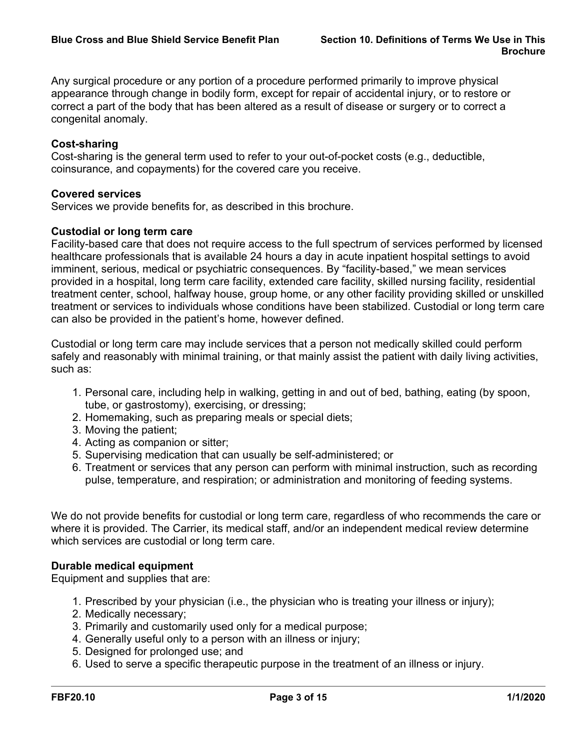Any surgical procedure or any portion of a procedure performed primarily to improve physical appearance through change in bodily form, except for repair of accidental injury, or to restore or correct a part of the body that has been altered as a result of disease or surgery or to correct a congenital anomaly.

**Cost-sharing**

Cost-sharing is the general term used to refer to your out-of-pocket costs (e.g., deductible, coinsurance, and copayments) for the covered care you receive.

**Covered services**

Services we provide benefits for, as described in this brochure.

**Custodial or long term care**

Facility-based care that does not require access to the full spectrum of services performed by licensed healthcare professionals that is available 24 hours a day in acute inpatient hospital settings to avoid imminent, serious, medical or psychiatric consequences. By "facility-based," we mean services provided in a hospital, long term care facility, extended care facility, skilled nursing facility, residential treatment center, school, halfway house, group home, or any other facility providing skilled or unskilled treatment or services to individuals whose conditions have been stabilized. Custodial or long term care can also be provided in the patient's home, however defined.

Custodial or long term care may include services that a person not medically skilled could perform safely and reasonably with minimal training, or that mainly assist the patient with daily living activities, such as:

1. Personal care, including help in walking, getting in and out of bed, bathing, eating (by spoon, tube, or gastrostomy), exercising, or dressing;
2. Homemaking, such as preparing meals or special diets;
3. Moving the patient;
4. Acting as companion or sitter;
5. Supervising medication that can usually be self-administered; or
6. Treatment or services that any person can perform with minimal instruction, such as recording pulse, temperature, and respiration; or administration and monitoring of feeding systems.

We do not provide benefits for custodial or long term care, regardless of who recommends the care or where it is provided. The Carrier, its medical staff, and/or an independent medical review determine which services are custodial or long term care.

**Durable medical equipment**

Equipment and supplies that are:

1. Prescribed by your physician (i.e., the physician who is treating your illness or injury);
2. Medically necessary;
3. Primarily and customarily used only for a medical purpose;
4. Generally useful only to a person with an illness or injury;
5. Designed for prolonged use; and
6. Used to serve a specific therapeutic purpose in the treatment of an illness or injury.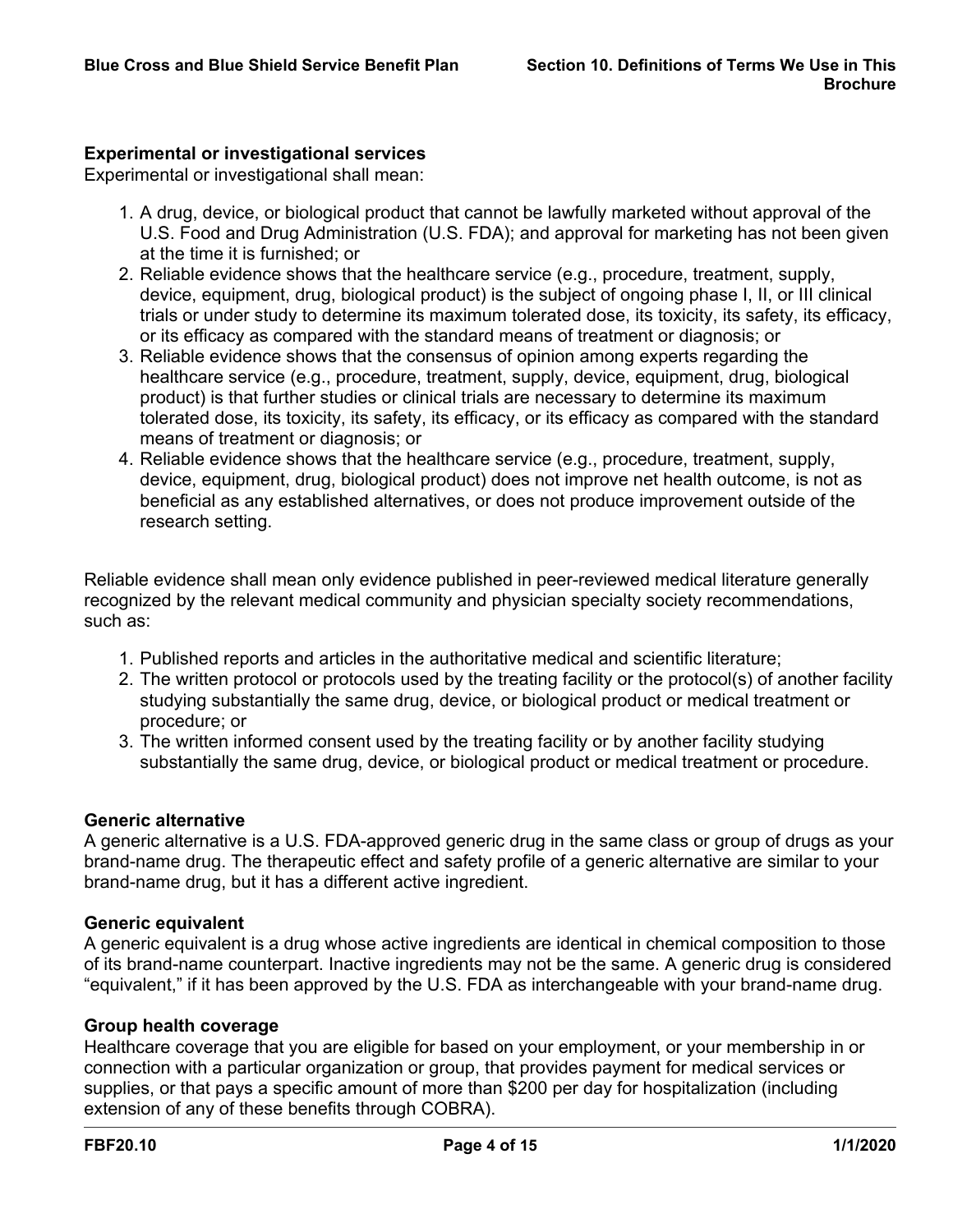### Experimental or investigational services

Experimental or investigational shall mean:

1. A drug, device, or biological product that cannot be lawfully marketed without approval of the U.S. Food and Drug Administration (U.S. FDA); and approval for marketing has not been given at the time it is furnished; or
2. Reliable evidence shows that the healthcare service (e.g., procedure, treatment, supply, device, equipment, drug, biological product) is the subject of ongoing phase I, II, or III clinical trials or under study to determine its maximum tolerated dose, its toxicity, its safety, its efficacy, or its efficacy as compared with the standard means of treatment or diagnosis; or
3. Reliable evidence shows that the consensus of opinion among experts regarding the healthcare service (e.g., procedure, treatment, supply, device, equipment, drug, biological product) is that further studies or clinical trials are necessary to determine its maximum tolerated dose, its toxicity, its safety, its efficacy, or its efficacy as compared with the standard means of treatment or diagnosis; or
4. Reliable evidence shows that the healthcare service (e.g., procedure, treatment, supply, device, equipment, drug, biological product) does not improve net health outcome, is not as beneficial as any established alternatives, or does not produce improvement outside of the research setting.

Reliable evidence shall mean only evidence published in peer-reviewed medical literature generally recognized by the relevant medical community and physician specialty society recommendations, such as:

1. Published reports and articles in the authoritative medical and scientific literature;
2. The written protocol or protocols used by the treating facility or the protocol(s) of another facility studying substantially the same drug, device, or biological product or medical treatment or procedure; or
3. The written informed consent used by the treating facility or by another facility studying substantially the same drug, device, or biological product or medical treatment or procedure.

### Generic alternative

A generic alternative is a U.S. FDA-approved generic drug in the same class or group of drugs as your brand-name drug. The therapeutic effect and safety profile of a generic alternative are similar to your brand-name drug, but it has a different active ingredient.

### Generic equivalent

A generic equivalent is a drug whose active ingredients are identical in chemical composition to those of its brand-name counterpart. Inactive ingredients may not be the same. A generic drug is considered "equivalent," if it has been approved by the U.S. FDA as interchangeable with your brand-name drug.

### Group health coverage

Healthcare coverage that you are eligible for based on your employment, or your membership in or connection with a particular organization or group, that provides payment for medical services or supplies, or that pays a specific amount of more than $200 per day for hospitalization (including extension of any of these benefits through COBRA).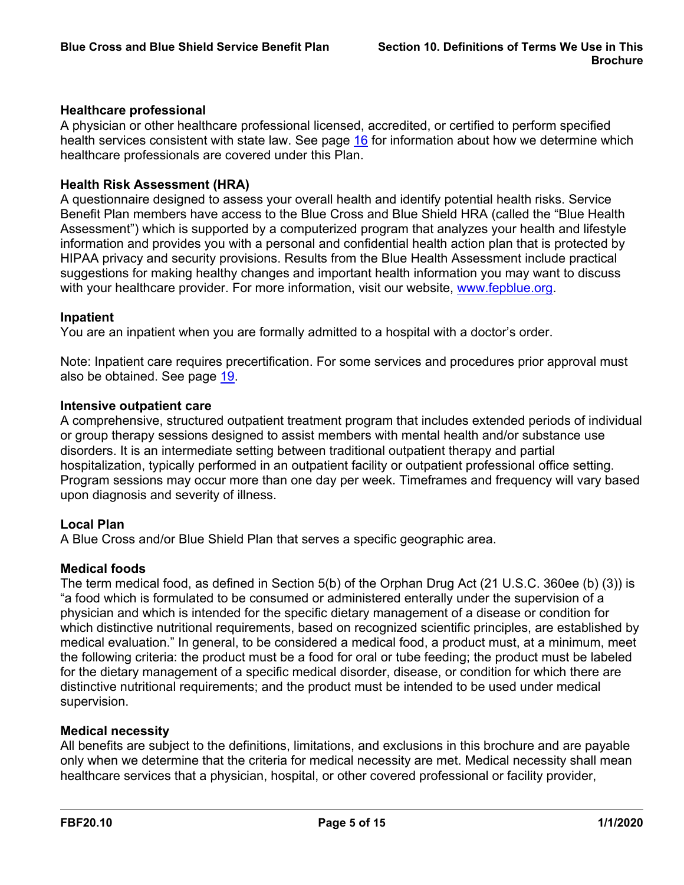**Healthcare professional**

A physician or other healthcare professional licensed, accredited, or certified to perform specified health services consistent with state law. See page [16](#) for information about how we determine which healthcare professionals are covered under this Plan.

**Health Risk Assessment (HRA)**

A questionnaire designed to assess your overall health and identify potential health risks. Service Benefit Plan members have access to the Blue Cross and Blue Shield HRA (called the "Blue Health Assessment") which is supported by a computerized program that analyzes your health and lifestyle information and provides you with a personal and confidential health action plan that is protected by HIPAA privacy and security provisions. Results from the Blue Health Assessment include practical suggestions for making healthy changes and important health information you may want to discuss with your healthcare provider. For more information, visit our website, [www.fepblue.org](http://www.fepblue.org).

**Inpatient**

You are an inpatient when you are formally admitted to a hospital with a doctor's order.

Note: Inpatient care requires precertification. For some services and procedures prior approval must also be obtained. See page [19](#).

**Intensive outpatient care**

A comprehensive, structured outpatient treatment program that includes extended periods of individual or group therapy sessions designed to assist members with mental health and/or substance use disorders. It is an intermediate setting between traditional outpatient therapy and partial hospitalization, typically performed in an outpatient facility or outpatient professional office setting. Program sessions may occur more than one day per week. Timeframes and frequency will vary based upon diagnosis and severity of illness.

**Local Plan**

A Blue Cross and/or Blue Shield Plan that serves a specific geographic area.

**Medical foods**

The term medical food, as defined in Section 5(b) of the Orphan Drug Act (21 U.S.C. 360ee (b) (3)) is "a food which is formulated to be consumed or administered enterally under the supervision of a physician and which is intended for the specific dietary management of a disease or condition for which distinctive nutritional requirements, based on recognized scientific principles, are established by medical evaluation." In general, to be considered a medical food, a product must, at a minimum, meet the following criteria: the product must be a food for oral or tube feeding; the product must be labeled for the dietary management of a specific medical disorder, disease, or condition for which there are distinctive nutritional requirements; and the product must be intended to be used under medical supervision.

**Medical necessity**

All benefits are subject to the definitions, limitations, and exclusions in this brochure and are payable only when we determine that the criteria for medical necessity are met. Medical necessity shall mean healthcare services that a physician, hospital, or other covered professional or facility provider,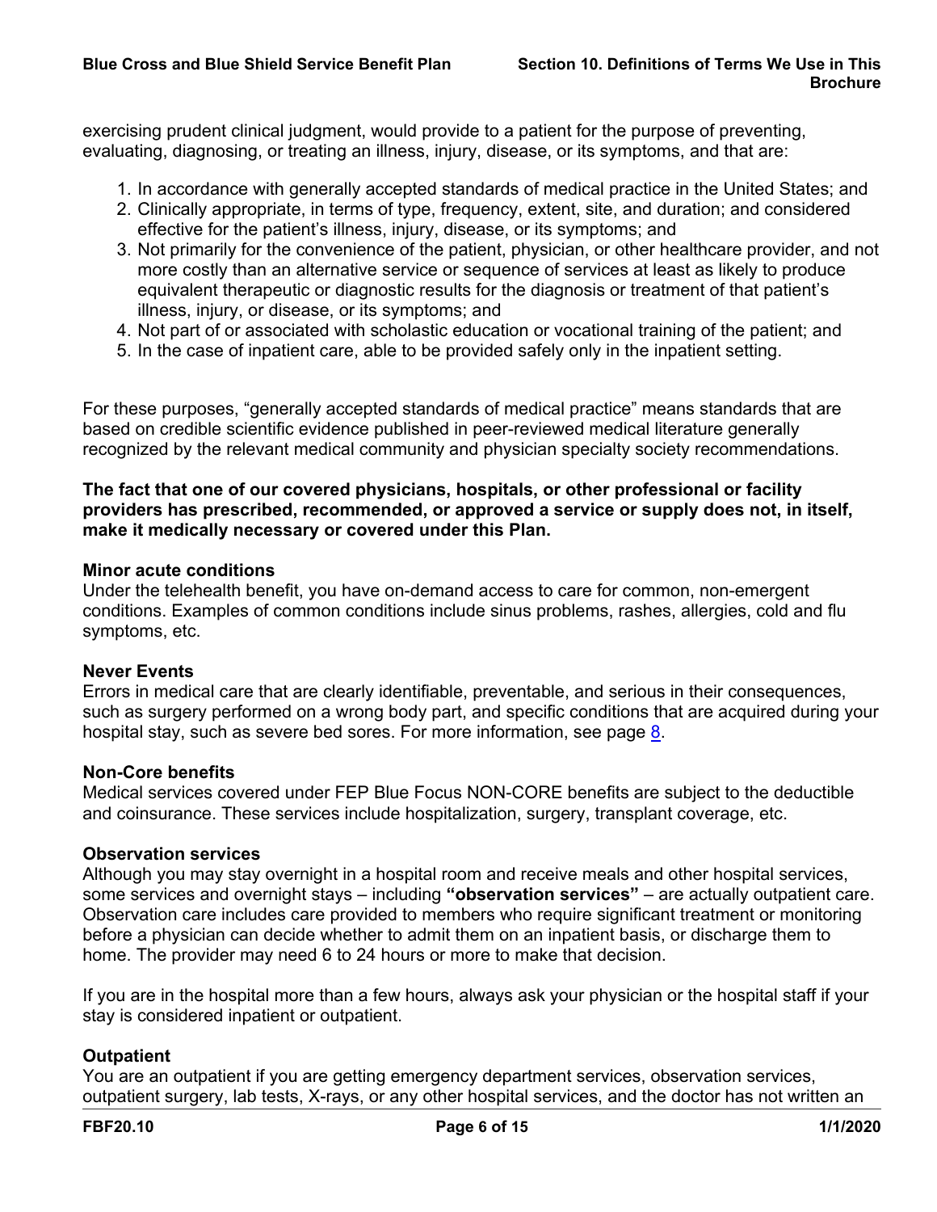exercising prudent clinical judgment, would provide to a patient for the purpose of preventing, evaluating, diagnosing, or treating an illness, injury, disease, or its symptoms, and that are:

1. In accordance with generally accepted standards of medical practice in the United States; and
2. Clinically appropriate, in terms of type, frequency, extent, site, and duration; and considered effective for the patient's illness, injury, disease, or its symptoms; and
3. Not primarily for the convenience of the patient, physician, or other healthcare provider, and not more costly than an alternative service or sequence of services at least as likely to produce equivalent therapeutic or diagnostic results for the diagnosis or treatment of that patient's illness, injury, or disease, or its symptoms; and
4. Not part of or associated with scholastic education or vocational training of the patient; and
5. In the case of inpatient care, able to be provided safely only in the inpatient setting.

For these purposes, "generally accepted standards of medical practice" means standards that are based on credible scientific evidence published in peer-reviewed medical literature generally recognized by the relevant medical community and physician specialty society recommendations.

**The fact that one of our covered physicians, hospitals, or other professional or facility providers has prescribed, recommended, or approved a service or supply does not, in itself, make it medically necessary or covered under this Plan.**

**Minor acute conditions**
Under the telehealth benefit, you have on-demand access to care for common, non-emergent conditions. Examples of common conditions include sinus problems, rashes, allergies, cold and flu symptoms, etc.

**Never Events**
Errors in medical care that are clearly identifiable, preventable, and serious in their consequences, such as surgery performed on a wrong body part, and specific conditions that are acquired during your hospital stay, such as severe bed sores. For more information, see page 8.

**Non-Core benefits**
Medical services covered under FEP Blue Focus NON-CORE benefits are subject to the deductible and coinsurance. These services include hospitalization, surgery, transplant coverage, etc.

**Observation services**
Although you may stay overnight in a hospital room and receive meals and other hospital services, some services and overnight stays – including **"observation services"** – are actually outpatient care. Observation care includes care provided to members who require significant treatment or monitoring before a physician can decide whether to admit them on an inpatient basis, or discharge them to home. The provider may need 6 to 24 hours or more to make that decision.

If you are in the hospital more than a few hours, always ask your physician or the hospital staff if your stay is considered inpatient or outpatient.

**Outpatient**
You are an outpatient if you are getting emergency department services, observation services, outpatient surgery, lab tests, X-rays, or any other hospital services, and the doctor has not written an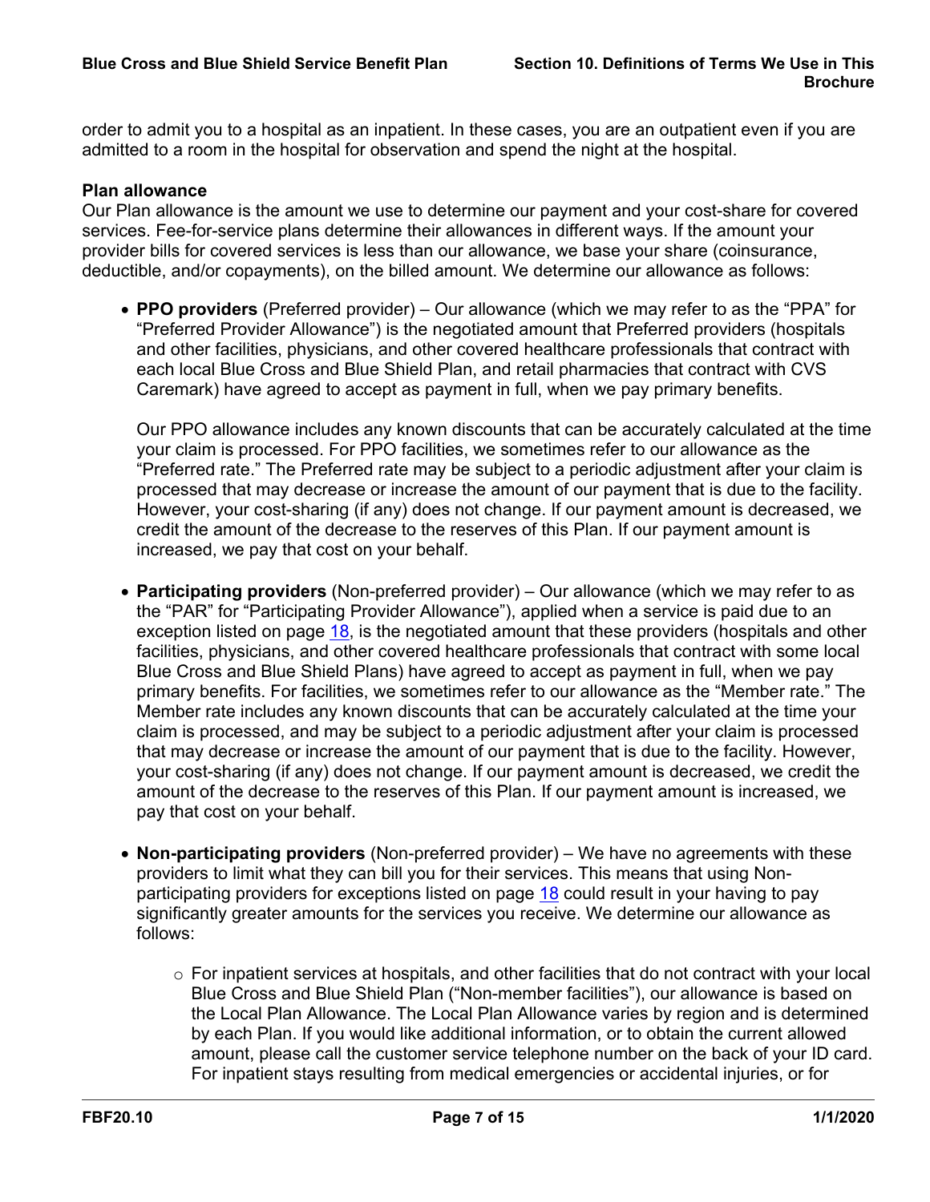order to admit you to a hospital as an inpatient. In these cases, you are an outpatient even if you are admitted to a room in the hospital for observation and spend the night at the hospital.

**Plan allowance**

Our Plan allowance is the amount we use to determine our payment and your cost-share for covered services. Fee-for-service plans determine their allowances in different ways. If the amount your provider bills for covered services is less than our allowance, we base your share (coinsurance, deductible, and/or copayments), on the billed amount. We determine our allowance as follows:

- **PPO providers** (Preferred provider) – Our allowance (which we may refer to as the "PPA" for "Preferred Provider Allowance") is the negotiated amount that Preferred providers (hospitals and other facilities, physicians, and other covered healthcare professionals that contract with each local Blue Cross and Blue Shield Plan, and retail pharmacies that contract with CVS Caremark) have agreed to accept as payment in full, when we pay primary benefits.

  Our PPO allowance includes any known discounts that can be accurately calculated at the time your claim is processed. For PPO facilities, we sometimes refer to our allowance as the "Preferred rate." The Preferred rate may be subject to a periodic adjustment after your claim is processed that may decrease or increase the amount of our payment that is due to the facility. However, your cost-sharing (if any) does not change. If our payment amount is decreased, we credit the amount of the decrease to the reserves of this Plan. If our payment amount is increased, we pay that cost on your behalf.

- **Participating providers** (Non-preferred provider) – Our allowance (which we may refer to as the "PAR" for "Participating Provider Allowance"), applied when a service is paid due to an exception listed on page 18, is the negotiated amount that these providers (hospitals and other facilities, physicians, and other covered healthcare professionals that contract with some local Blue Cross and Blue Shield Plans) have agreed to accept as payment in full, when we pay primary benefits. For facilities, we sometimes refer to our allowance as the "Member rate." The Member rate includes any known discounts that can be accurately calculated at the time your claim is processed, and may be subject to a periodic adjustment after your claim is processed that may decrease or increase the amount of our payment that is due to the facility. However, your cost-sharing (if any) does not change. If our payment amount is decreased, we credit the amount of the decrease to the reserves of this Plan. If our payment amount is increased, we pay that cost on your behalf.

- **Non-participating providers** (Non-preferred provider) – We have no agreements with these providers to limit what they can bill you for their services. This means that using Non-participating providers for exceptions listed on page 18 could result in your having to pay significantly greater amounts for the services you receive. We determine our allowance as follows:

  - For inpatient services at hospitals, and other facilities that do not contract with your local Blue Cross and Blue Shield Plan ("Non-member facilities"), our allowance is based on the Local Plan Allowance. The Local Plan Allowance varies by region and is determined by each Plan. If you would like additional information, or to obtain the current allowed amount, please call the customer service telephone number on the back of your ID card. For inpatient stays resulting from medical emergencies or accidental injuries, or for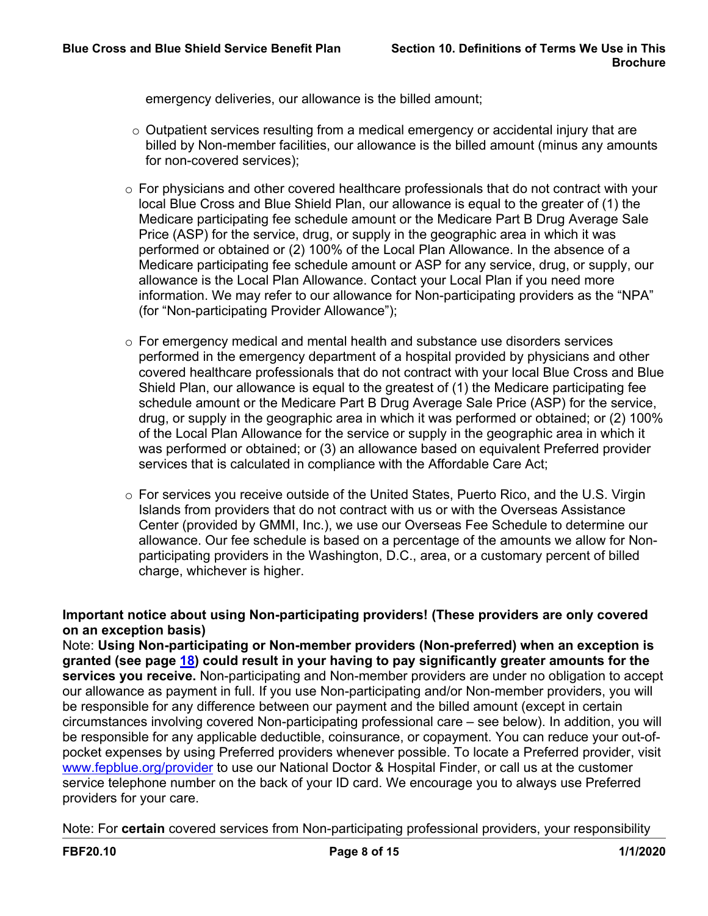emergency deliveries, our allowance is the billed amount;

- Outpatient services resulting from a medical emergency or accidental injury that are billed by Non-member facilities, our allowance is the billed amount (minus any amounts for non-covered services);

- For physicians and other covered healthcare professionals that do not contract with your local Blue Cross and Blue Shield Plan, our allowance is equal to the greater of (1) the Medicare participating fee schedule amount or the Medicare Part B Drug Average Sale Price (ASP) for the service, drug, or supply in the geographic area in which it was performed or obtained or (2) 100% of the Local Plan Allowance. In the absence of a Medicare participating fee schedule amount or ASP for any service, drug, or supply, our allowance is the Local Plan Allowance. Contact your Local Plan if you need more information. We may refer to our allowance for Non-participating providers as the "NPA" (for "Non-participating Provider Allowance");

- For emergency medical and mental health and substance use disorders services performed in the emergency department of a hospital provided by physicians and other covered healthcare professionals that do not contract with your local Blue Cross and Blue Shield Plan, our allowance is equal to the greatest of (1) the Medicare participating fee schedule amount or the Medicare Part B Drug Average Sale Price (ASP) for the service, drug, or supply in the geographic area in which it was performed or obtained; or (2) 100% of the Local Plan Allowance for the service or supply in the geographic area in which it was performed or obtained; or (3) an allowance based on equivalent Preferred provider services that is calculated in compliance with the Affordable Care Act;

- For services you receive outside of the United States, Puerto Rico, and the U.S. Virgin Islands from providers that do not contract with us or with the Overseas Assistance Center (provided by GMMI, Inc.), we use our Overseas Fee Schedule to determine our allowance. Our fee schedule is based on a percentage of the amounts we allow for Non-participating providers in the Washington, D.C., area, or a customary percent of billed charge, whichever is higher.

**Important notice about using Non-participating providers! (These providers are only covered on an exception basis)**

Note: **Using Non-participating or Non-member providers (Non-preferred) when an exception is granted (see page [18](#)) could result in your having to pay significantly greater amounts for the services you receive.** Non-participating and Non-member providers are under no obligation to accept our allowance as payment in full. If you use Non-participating and/or Non-member providers, you will be responsible for any difference between our payment and the billed amount (except in certain circumstances involving covered Non-participating professional care – see below). In addition, you will be responsible for any applicable deductible, coinsurance, or copayment. You can reduce your out-of-pocket expenses by using Preferred providers whenever possible. To locate a Preferred provider, visit [www.fepblue.org/provider](http://www.fepblue.org/provider) to use our National Doctor & Hospital Finder, or call us at the customer service telephone number on the back of your ID card. We encourage you to always use Preferred providers for your care.

Note: For **certain** covered services from Non-participating professional providers, your responsibility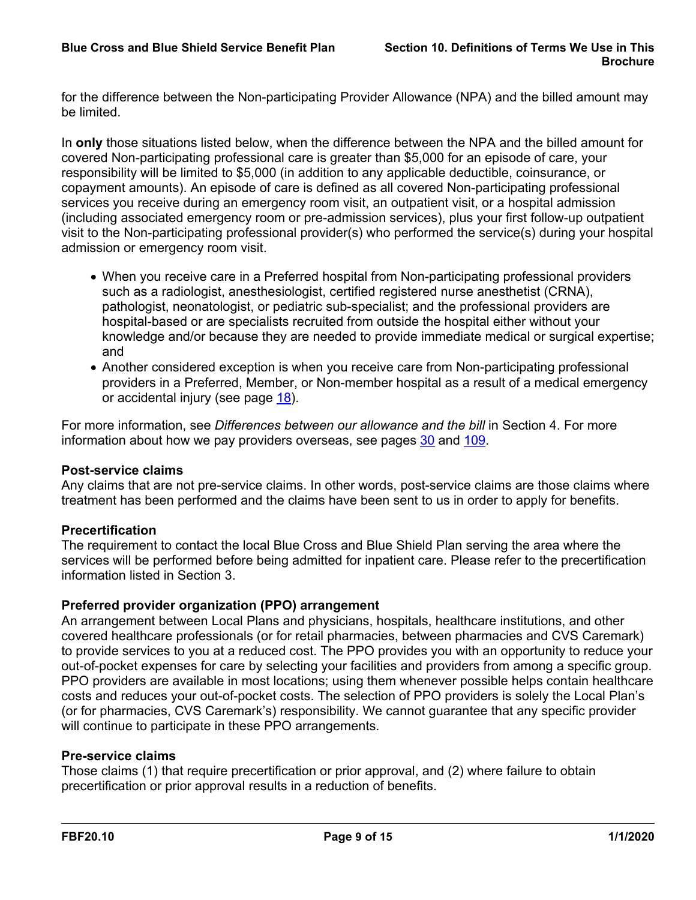for the difference between the Non-participating Provider Allowance (NPA) and the billed amount may be limited.

In **only** those situations listed below, when the difference between the NPA and the billed amount for covered Non-participating professional care is greater than $5,000 for an episode of care, your responsibility will be limited to $5,000 (in addition to any applicable deductible, coinsurance, or copayment amounts). An episode of care is defined as all covered Non-participating professional services you receive during an emergency room visit, an outpatient visit, or a hospital admission (including associated emergency room or pre-admission services), plus your first follow-up outpatient visit to the Non-participating professional provider(s) who performed the service(s) during your hospital admission or emergency room visit.

- When you receive care in a Preferred hospital from Non-participating professional providers such as a radiologist, anesthesiologist, certified registered nurse anesthetist (CRNA), pathologist, neonatologist, or pediatric sub-specialist; and the professional providers are hospital-based or are specialists recruited from outside the hospital either without your knowledge and/or because they are needed to provide immediate medical or surgical expertise; and
- Another considered exception is when you receive care from Non-participating professional providers in a Preferred, Member, or Non-member hospital as a result of a medical emergency or accidental injury (see page 18).

For more information, see *Differences between our allowance and the bill* in Section 4. For more information about how we pay providers overseas, see pages 30 and 109.

**Post-service claims**
Any claims that are not pre-service claims. In other words, post-service claims are those claims where treatment has been performed and the claims have been sent to us in order to apply for benefits.

**Precertification**
The requirement to contact the local Blue Cross and Blue Shield Plan serving the area where the services will be performed before being admitted for inpatient care. Please refer to the precertification information listed in Section 3.

**Preferred provider organization (PPO) arrangement**
An arrangement between Local Plans and physicians, hospitals, healthcare institutions, and other covered healthcare professionals (or for retail pharmacies, between pharmacies and CVS Caremark) to provide services to you at a reduced cost. The PPO provides you with an opportunity to reduce your out-of-pocket expenses for care by selecting your facilities and providers from among a specific group. PPO providers are available in most locations; using them whenever possible helps contain healthcare costs and reduces your out-of-pocket costs. The selection of PPO providers is solely the Local Plan's (or for pharmacies, CVS Caremark's) responsibility. We cannot guarantee that any specific provider will continue to participate in these PPO arrangements.

**Pre-service claims**
Those claims (1) that require precertification or prior approval, and (2) where failure to obtain precertification or prior approval results in a reduction of benefits.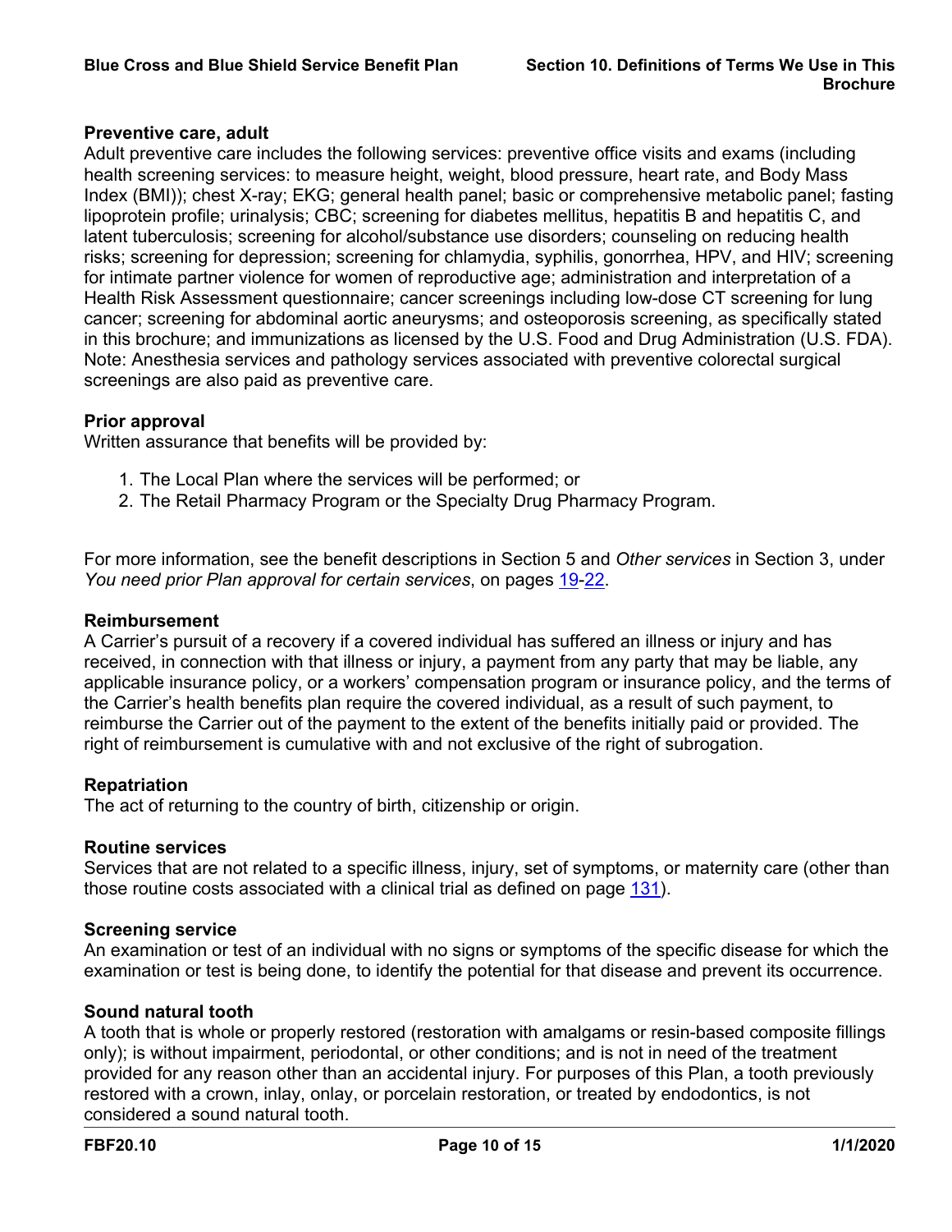### Preventive care, adult

Adult preventive care includes the following services: preventive office visits and exams (including health screening services: to measure height, weight, blood pressure, heart rate, and Body Mass Index (BMI)); chest X-ray; EKG; general health panel; basic or comprehensive metabolic panel; fasting lipoprotein profile; urinalysis; CBC; screening for diabetes mellitus, hepatitis B and hepatitis C, and latent tuberculosis; screening for alcohol/substance use disorders; counseling on reducing health risks; screening for depression; screening for chlamydia, syphilis, gonorrhea, HPV, and HIV; screening for intimate partner violence for women of reproductive age; administration and interpretation of a Health Risk Assessment questionnaire; cancer screenings including low-dose CT screening for lung cancer; screening for abdominal aortic aneurysms; and osteoporosis screening, as specifically stated in this brochure; and immunizations as licensed by the U.S. Food and Drug Administration (U.S. FDA). Note: Anesthesia services and pathology services associated with preventive colorectal surgical screenings are also paid as preventive care.

### Prior approval

Written assurance that benefits will be provided by:

1. The Local Plan where the services will be performed; or
2. The Retail Pharmacy Program or the Specialty Drug Pharmacy Program.

For more information, see the benefit descriptions in Section 5 and *Other services* in Section 3, under *You need prior Plan approval for certain services*, on pages 19-22.

### Reimbursement

A Carrier's pursuit of a recovery if a covered individual has suffered an illness or injury and has received, in connection with that illness or injury, a payment from any party that may be liable, any applicable insurance policy, or a workers' compensation program or insurance policy, and the terms of the Carrier's health benefits plan require the covered individual, as a result of such payment, to reimburse the Carrier out of the payment to the extent of the benefits initially paid or provided. The right of reimbursement is cumulative with and not exclusive of the right of subrogation.

### Repatriation

The act of returning to the country of birth, citizenship or origin.

### Routine services

Services that are not related to a specific illness, injury, set of symptoms, or maternity care (other than those routine costs associated with a clinical trial as defined on page 131).

### Screening service

An examination or test of an individual with no signs or symptoms of the specific disease for which the examination or test is being done, to identify the potential for that disease and prevent its occurrence.

### Sound natural tooth

A tooth that is whole or properly restored (restoration with amalgams or resin-based composite fillings only); is without impairment, periodontal, or other conditions; and is not in need of the treatment provided for any reason other than an accidental injury. For purposes of this Plan, a tooth previously restored with a crown, inlay, onlay, or porcelain restoration, or treated by endodontics, is not considered a sound natural tooth.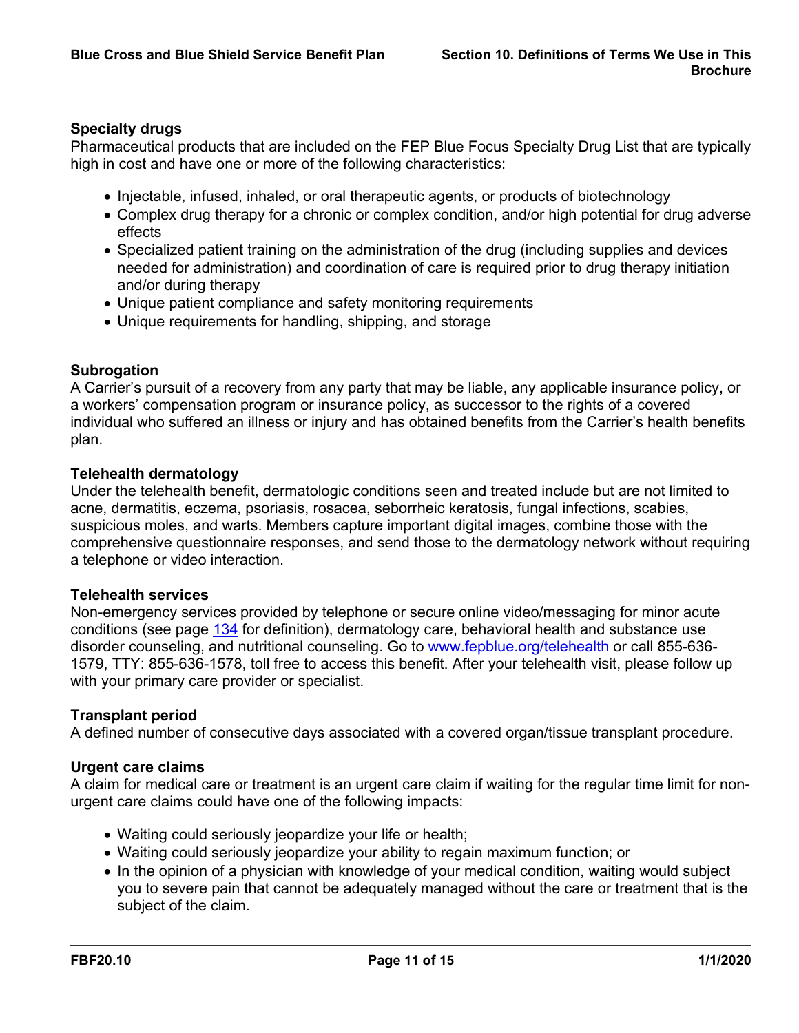### Specialty drugs

Pharmaceutical products that are included on the FEP Blue Focus Specialty Drug List that are typically high in cost and have one or more of the following characteristics:

- Injectable, infused, inhaled, or oral therapeutic agents, or products of biotechnology
- Complex drug therapy for a chronic or complex condition, and/or high potential for drug adverse effects
- Specialized patient training on the administration of the drug (including supplies and devices needed for administration) and coordination of care is required prior to drug therapy initiation and/or during therapy
- Unique patient compliance and safety monitoring requirements
- Unique requirements for handling, shipping, and storage

### Subrogation

A Carrier's pursuit of a recovery from any party that may be liable, any applicable insurance policy, or a workers' compensation program or insurance policy, as successor to the rights of a covered individual who suffered an illness or injury and has obtained benefits from the Carrier's health benefits plan.

### Telehealth dermatology

Under the telehealth benefit, dermatologic conditions seen and treated include but are not limited to acne, dermatitis, eczema, psoriasis, rosacea, seborrheic keratosis, fungal infections, scabies, suspicious moles, and warts. Members capture important digital images, combine those with the comprehensive questionnaire responses, and send those to the dermatology network without requiring a telephone or video interaction.

### Telehealth services

Non-emergency services provided by telephone or secure online video/messaging for minor acute conditions (see page [134](#) for definition), dermatology care, behavioral health and substance use disorder counseling, and nutritional counseling. Go to [www.fepblue.org/telehealth](http://www.fepblue.org/telehealth) or call 855-636-1579, TTY: 855-636-1578, toll free to access this benefit. After your telehealth visit, please follow up with your primary care provider or specialist.

### Transplant period

A defined number of consecutive days associated with a covered organ/tissue transplant procedure.

### Urgent care claims

A claim for medical care or treatment is an urgent care claim if waiting for the regular time limit for non-urgent care claims could have one of the following impacts:

- Waiting could seriously jeopardize your life or health;
- Waiting could seriously jeopardize your ability to regain maximum function; or
- In the opinion of a physician with knowledge of your medical condition, waiting would subject you to severe pain that cannot be adequately managed without the care or treatment that is the subject of the claim.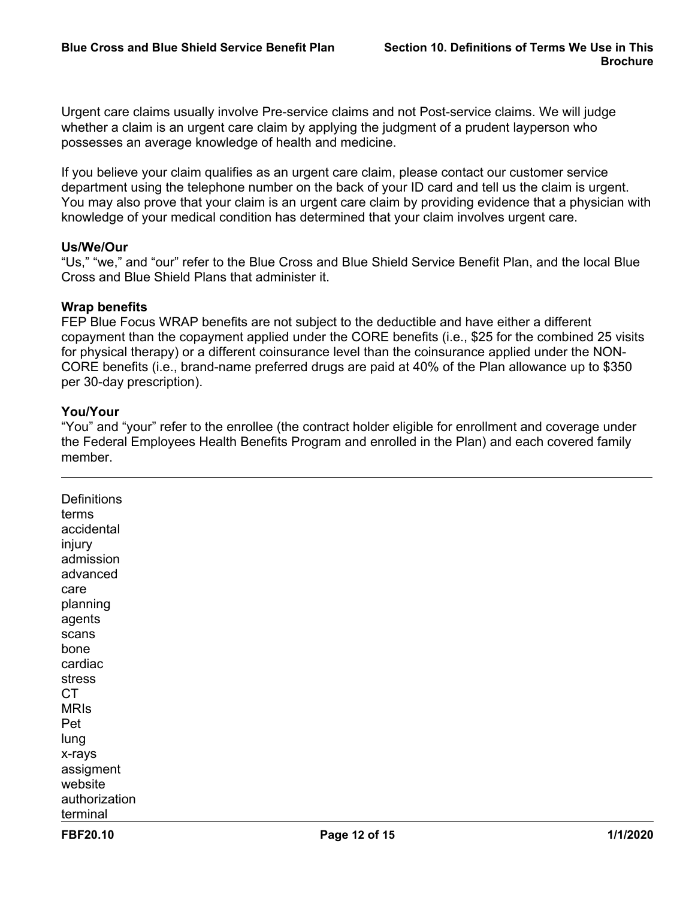Urgent care claims usually involve Pre-service claims and not Post-service claims. We will judge whether a claim is an urgent care claim by applying the judgment of a prudent layperson who possesses an average knowledge of health and medicine.

If you believe your claim qualifies as an urgent care claim, please contact our customer service department using the telephone number on the back of your ID card and tell us the claim is urgent. You may also prove that your claim is an urgent care claim by providing evidence that a physician with knowledge of your medical condition has determined that your claim involves urgent care.

**Us/We/Our**
"Us," "we," and "our" refer to the Blue Cross and Blue Shield Service Benefit Plan, and the local Blue Cross and Blue Shield Plans that administer it.

**Wrap benefits**
FEP Blue Focus WRAP benefits are not subject to the deductible and have either a different copayment than the copayment applied under the CORE benefits (i.e., $25 for the combined 25 visits for physical therapy) or a different coinsurance level than the coinsurance applied under the NON-CORE benefits (i.e., brand-name preferred drugs are paid at 40% of the Plan allowance up to $350 per 30-day prescription).

**You/Your**
"You" and "your" refer to the enrollee (the contract holder eligible for enrollment and coverage under the Federal Employees Health Benefits Program and enrolled in the Plan) and each covered family member.

---

Definitions
terms
accidental
injury
admission
advanced
care
planning
agents
scans
bone
cardiac
stress
CT
MRIs
Pet
lung
x-rays
assigment
website
authorization
terminal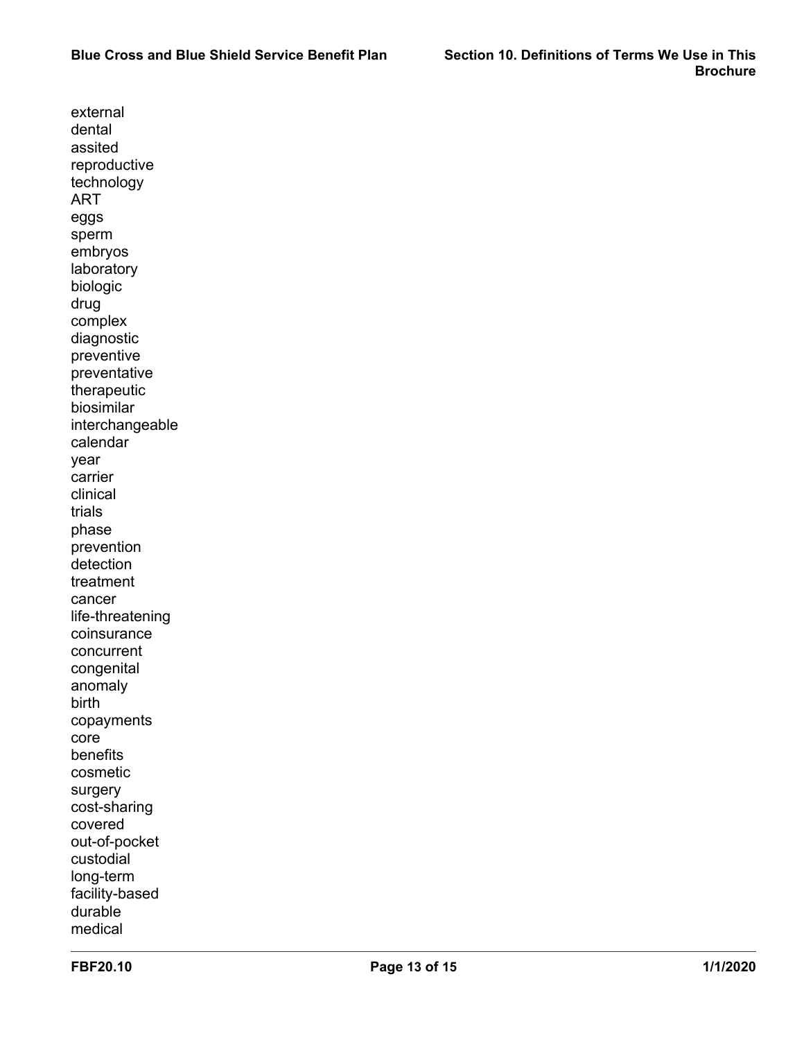external
dental
assited
reproductive
technology
ART
eggs
sperm
embryos
laboratory
biologic
drug
complex
diagnostic
preventive
preventative
therapeutic
biosimilar
interchangeable
calendar
year
carrier
clinical
trials
phase
prevention
detection
treatment
cancer
life-threatening
coinsurance
concurrent
congenital
anomaly
birth
copayments
core
benefits
cosmetic
surgery
cost-sharing
covered
out-of-pocket
custodial
long-term
facility-based
durable
medical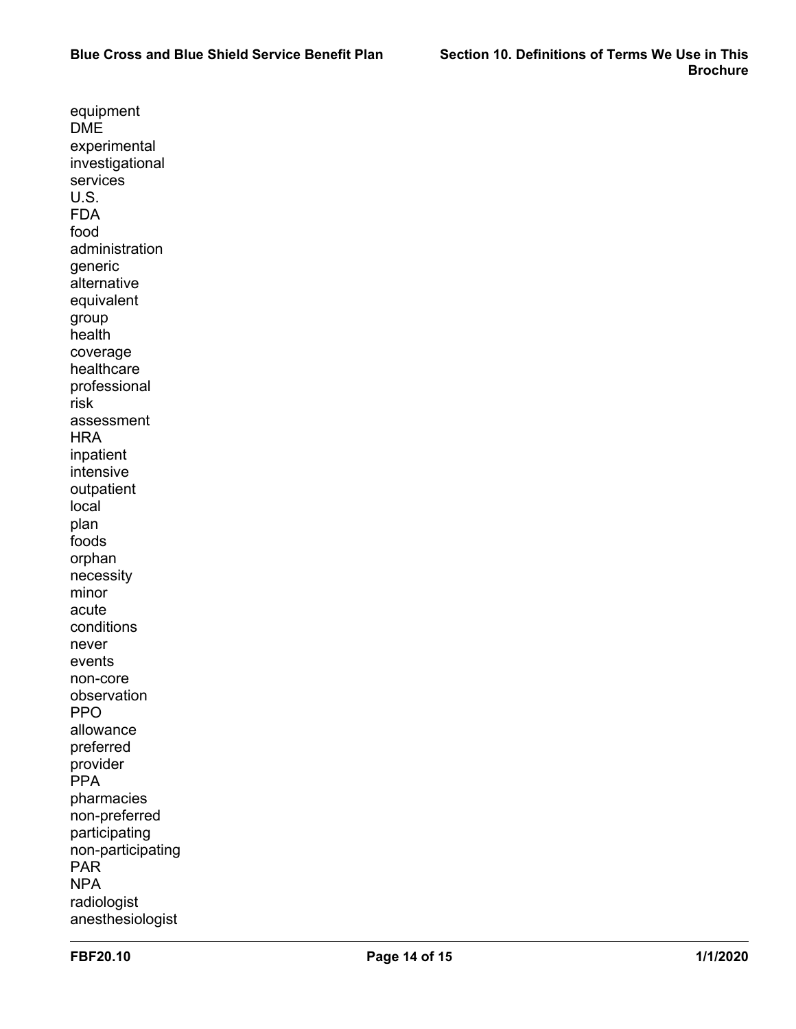equipment
DME
experimental
investigational
services
U.S.
FDA
food
administration
generic
alternative
equivalent
group
health
coverage
healthcare
professional
risk
assessment
HRA
inpatient
intensive
outpatient
local
plan
foods
orphan
necessity
minor
acute
conditions
never
events
non-core
observation
PPO
allowance
preferred
provider
PPA
pharmacies
non-preferred
participating
non-participating
PAR
NPA
radiologist
anesthesiologist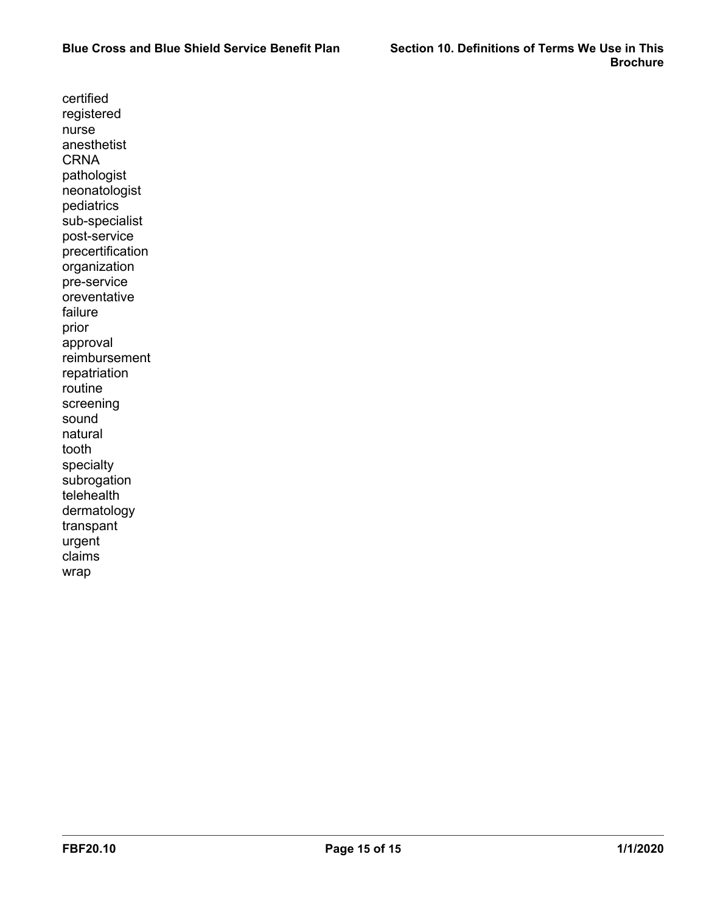certified
registered
nurse
anesthetist
CRNA
pathologist
neonatologist
pediatrics
sub-specialist
post-service
precertification
organization
pre-service
oreventative
failure
prior
approval
reimbursement
repatriation
routine
screening
sound
natural
tooth
specialty
subrogation
telehealth
dermatology
transpant
urgent
claims
wrap